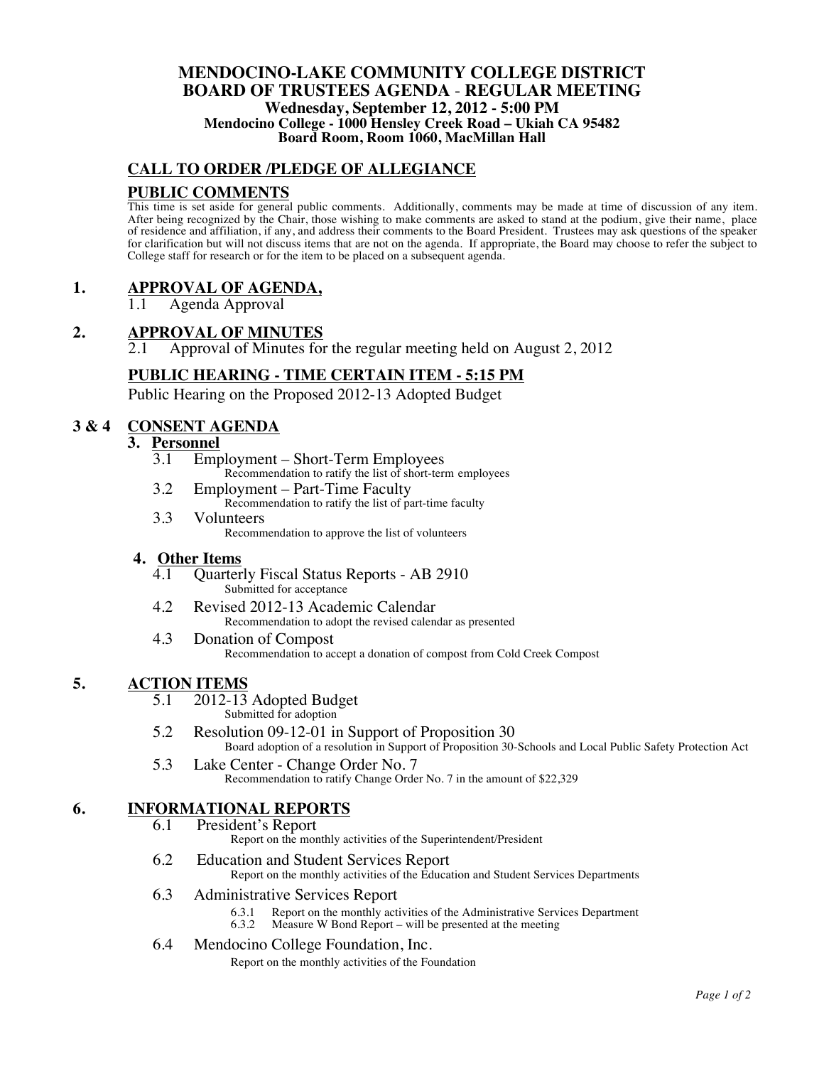# MENDOCINO-LAKE COMMUNITY COLLEGE DISTRICT
# BOARD OF TRUSTEES AGENDA - REGULAR MEETING

**Wednesday, September 12, 2012 - 5:00 PM**
**Mendocino College - 1000 Hensley Creek Road – Ukiah CA 95482**
**Board Room, Room 1060, MacMillan Hall**

## CALL TO ORDER /PLEDGE OF ALLEGIANCE

## PUBLIC COMMENTS

This time is set aside for general public comments. Additionally, comments may be made at time of discussion of any item. After being recognized by the Chair, those wishing to make comments are asked to stand at the podium, give their name, place of residence and affiliation, if any, and address their comments to the Board President. Trustees may ask questions of the speaker for clarification but will not discuss items that are not on the agenda. If appropriate, the Board may choose to refer the subject to College staff for research or for the item to be placed on a subsequent agenda.

## 1. APPROVAL OF AGENDA,

1.1 Agenda Approval

## 2. APPROVAL OF MINUTES

2.1 Approval of Minutes for the regular meeting held on August 2, 2012

## PUBLIC HEARING - TIME CERTAIN ITEM - 5:15 PM

Public Hearing on the Proposed 2012-13 Adopted Budget

## 3 & 4 CONSENT AGENDA

### 3. Personnel

3.1 Employment – Short-Term Employees
    Recommendation to ratify the list of short-term employees

3.2 Employment – Part-Time Faculty
    Recommendation to ratify the list of part-time faculty

3.3 Volunteers
    Recommendation to approve the list of volunteers

### 4. Other Items

4.1 Quarterly Fiscal Status Reports - AB 2910
    Submitted for acceptance

4.2 Revised 2012-13 Academic Calendar
    Recommendation to adopt the revised calendar as presented

4.3 Donation of Compost
    Recommendation to accept a donation of compost from Cold Creek Compost

## 5. ACTION ITEMS

5.1 2012-13 Adopted Budget
    Submitted for adoption

5.2 Resolution 09-12-01 in Support of Proposition 30
    Board adoption of a resolution in Support of Proposition 30-Schools and Local Public Safety Protection Act

5.3 Lake Center - Change Order No. 7
    Recommendation to ratify Change Order No. 7 in the amount of $22,329

## 6. INFORMATIONAL REPORTS

6.1 President's Report
    Report on the monthly activities of the Superintendent/President

6.2 Education and Student Services Report
    Report on the monthly activities of the Education and Student Services Departments

6.3 Administrative Services Report
    6.3.1 Report on the monthly activities of the Administrative Services Department
    6.3.2 Measure W Bond Report – will be presented at the meeting

6.4 Mendocino College Foundation, Inc.
    Report on the monthly activities of the Foundation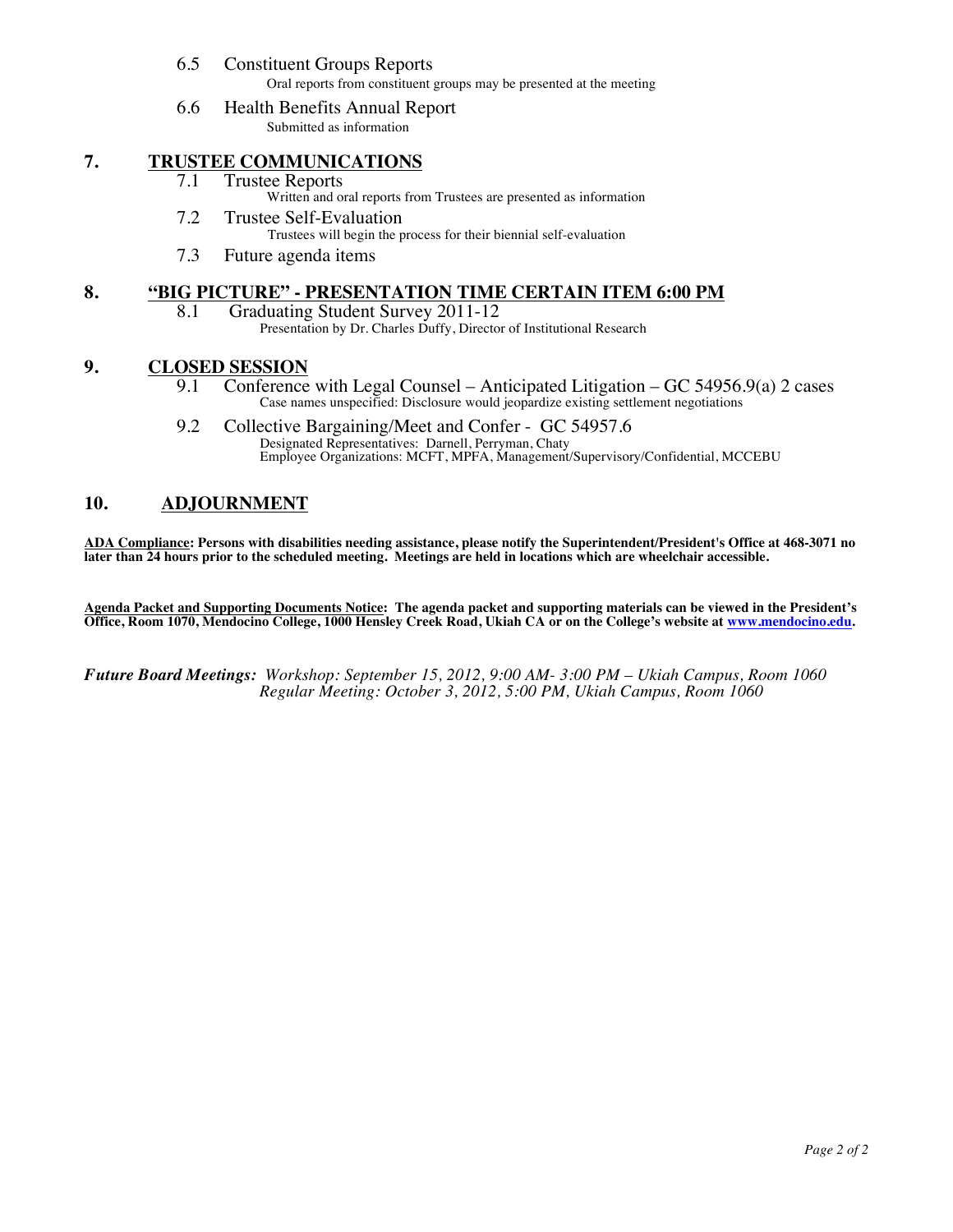6.5 Constituent Groups Reports

Oral reports from constituent groups may be presented at the meeting

6.6 Health Benefits Annual Report

Submitted as information

## 7. TRUSTEE COMMUNICATIONS

7.1 Trustee Reports

Written and oral reports from Trustees are presented as information

7.2 Trustee Self-Evaluation

Trustees will begin the process for their biennial self-evaluation

7.3 Future agenda items

## 8. "BIG PICTURE" - PRESENTATION TIME CERTAIN ITEM 6:00 PM

8.1 Graduating Student Survey 2011-12

Presentation by Dr. Charles Duffy, Director of Institutional Research

## 9. CLOSED SESSION

9.1 Conference with Legal Counsel – Anticipated Litigation – GC 54956.9(a) 2 cases

Case names unspecified: Disclosure would jeopardize existing settlement negotiations

9.2 Collective Bargaining/Meet and Confer - GC 54957.6

Designated Representatives: Darnell, Perryman, Chaty

Employee Organizations: MCFT, MPFA, Management/Supervisory/Confidential, MCCEBU

## 10. ADJOURNMENT

**ADA Compliance: Persons with disabilities needing assistance, please notify the Superintendent/President's Office at 468-3071 no later than 24 hours prior to the scheduled meeting. Meetings are held in locations which are wheelchair accessible.**

**Agenda Packet and Supporting Documents Notice: The agenda packet and supporting materials can be viewed in the President's Office, Room 1070, Mendocino College, 1000 Hensley Creek Road, Ukiah CA or on the College's website at www.mendocino.edu.**

***Future Board Meetings:*** *Workshop: September 15, 2012, 9:00 AM- 3:00 PM – Ukiah Campus, Room 1060*
*Regular Meeting: October 3, 2012, 5:00 PM, Ukiah Campus, Room 1060*